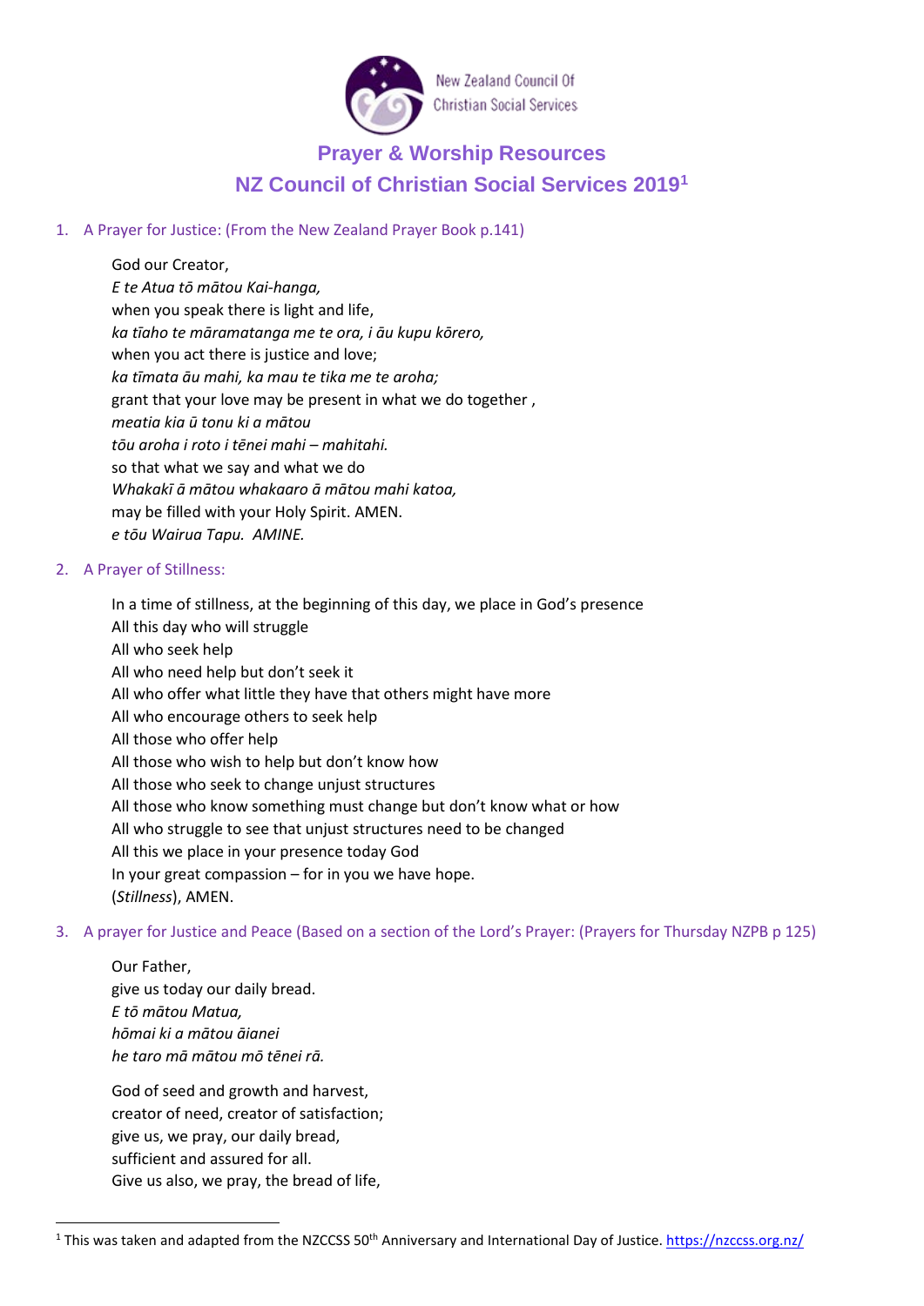New Zealand Council Of Christian Social Services

# Prayer & Worship Resources

## NZ Council of Christian Social Services 2019[1]

1. A Prayer for Justice: (From the New Zealand Prayer Book p.141)

God our Creator,
*E te Atua tō mātou Kai-hanga,*
when you speak there is light and life,
*ka tīaho te māramatanga me te ora, i āu kupu kōrero,*
when you act there is justice and love;
*ka tīmata āu mahi, ka mau te tika me te aroha;*
grant that your love may be present in what we do together ,
*meatia kia ū tonu ki a mātou*
*tōu aroha i roto i tēnei mahi – mahitahi.*
so that what we say and what we do
*Whakakī ā mātou whakaaro ā mātou mahi katoa,*
may be filled with your Holy Spirit. AMEN.
*e tōu Wairua Tapu. AMINE.*

2. A Prayer of Stillness:

In a time of stillness, at the beginning of this day, we place in God's presence
All this day who will struggle
All who seek help
All who need help but don't seek it
All who offer what little they have that others might have more
All who encourage others to seek help
All those who offer help
All those who wish to help but don't know how
All those who seek to change unjust structures
All those who know something must change but don't know what or how
All who struggle to see that unjust structures need to be changed
All this we place in your presence today God
In your great compassion – for in you we have hope.
(*Stillness*), AMEN.

3. A prayer for Justice and Peace (Based on a section of the Lord's Prayer: (Prayers for Thursday NZPB p 125)

Our Father,
give us today our daily bread.
*E tō mātou Matua,*
*hōmai ki a mātou āianei*
*he taro mā mātou mō tēnei rā.*

God of seed and growth and harvest,
creator of need, creator of satisfaction;
give us, we pray, our daily bread,
sufficient and assured for all.
Give us also, we pray, the bread of life,

[1] This was taken and adapted from the NZCCSS 50th Anniversary and International Day of Justice. https://nzccss.org.nz/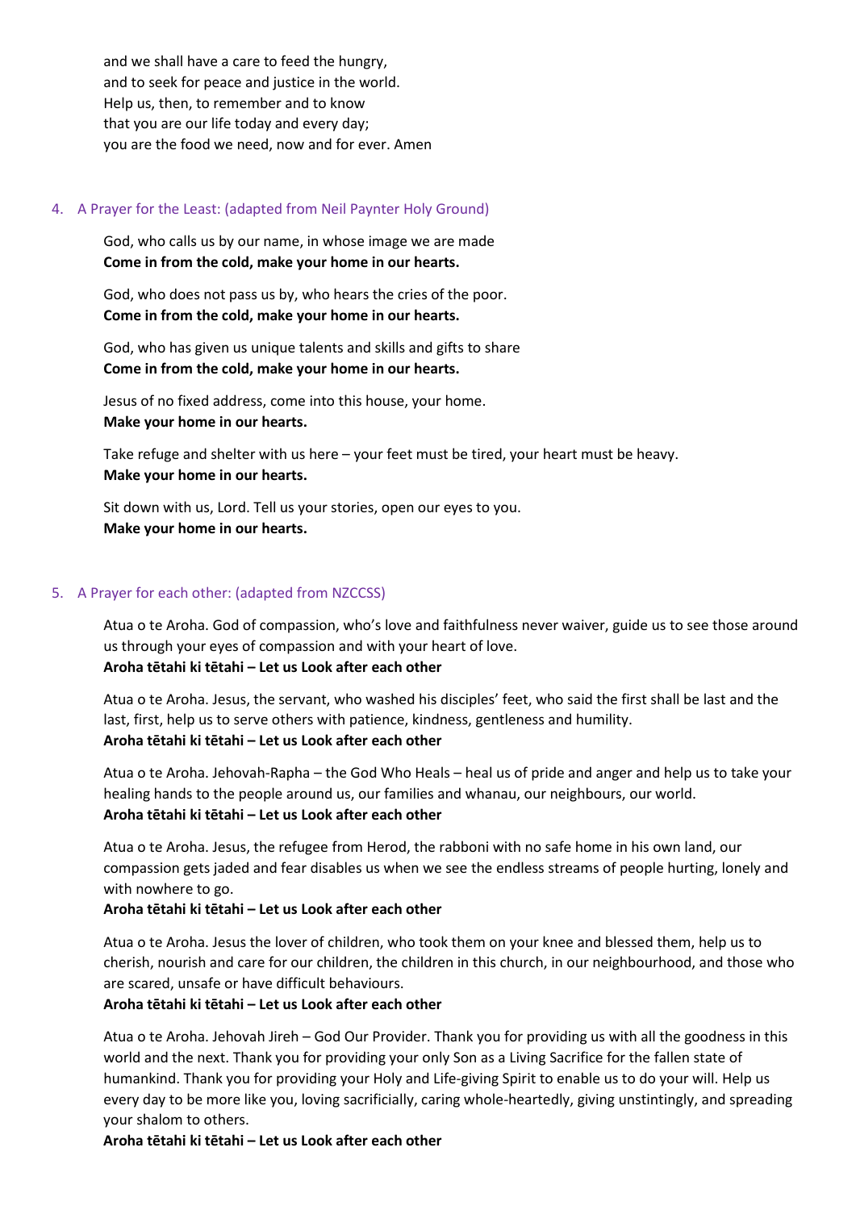and we shall have a care to feed the hungry,
and to seek for peace and justice in the world.
Help us, then, to remember and to know
that you are our life today and every day;
you are the food we need, now and for ever. Amen

4. A Prayer for the Least: (adapted from Neil Paynter Holy Ground)

God, who calls us by our name, in whose image we are made
**Come in from the cold, make your home in our hearts.**

God, who does not pass us by, who hears the cries of the poor.
**Come in from the cold, make your home in our hearts.**

God, who has given us unique talents and skills and gifts to share
**Come in from the cold, make your home in our hearts.**

Jesus of no fixed address, come into this house, your home.
**Make your home in our hearts.**

Take refuge and shelter with us here – your feet must be tired, your heart must be heavy.
**Make your home in our hearts.**

Sit down with us, Lord. Tell us your stories, open our eyes to you.
**Make your home in our hearts.**

5. A Prayer for each other: (adapted from NZCCSS)

Atua o te Aroha. God of compassion, who's love and faithfulness never waiver, guide us to see those around us through your eyes of compassion and with your heart of love.
**Aroha tētahi ki tētahi – Let us Look after each other**

Atua o te Aroha. Jesus, the servant, who washed his disciples' feet, who said the first shall be last and the last, first, help us to serve others with patience, kindness, gentleness and humility.
**Aroha tētahi ki tētahi – Let us Look after each other**

Atua o te Aroha. Jehovah-Rapha – the God Who Heals – heal us of pride and anger and help us to take your healing hands to the people around us, our families and whanau, our neighbours, our world.
**Aroha tētahi ki tētahi – Let us Look after each other**

Atua o te Aroha. Jesus, the refugee from Herod, the rabboni with no safe home in his own land, our compassion gets jaded and fear disables us when we see the endless streams of people hurting, lonely and with nowhere to go.
**Aroha tētahi ki tētahi – Let us Look after each other**

Atua o te Aroha. Jesus the lover of children, who took them on your knee and blessed them, help us to cherish, nourish and care for our children, the children in this church, in our neighbourhood, and those who are scared, unsafe or have difficult behaviours.
**Aroha tētahi ki tētahi – Let us Look after each other**

Atua o te Aroha. Jehovah Jireh – God Our Provider. Thank you for providing us with all the goodness in this world and the next. Thank you for providing your only Son as a Living Sacrifice for the fallen state of humankind. Thank you for providing your Holy and Life-giving Spirit to enable us to do your will. Help us every day to be more like you, loving sacrificially, caring whole-heartedly, giving unstintingly, and spreading your shalom to others.
**Aroha tētahi ki tētahi – Let us Look after each other**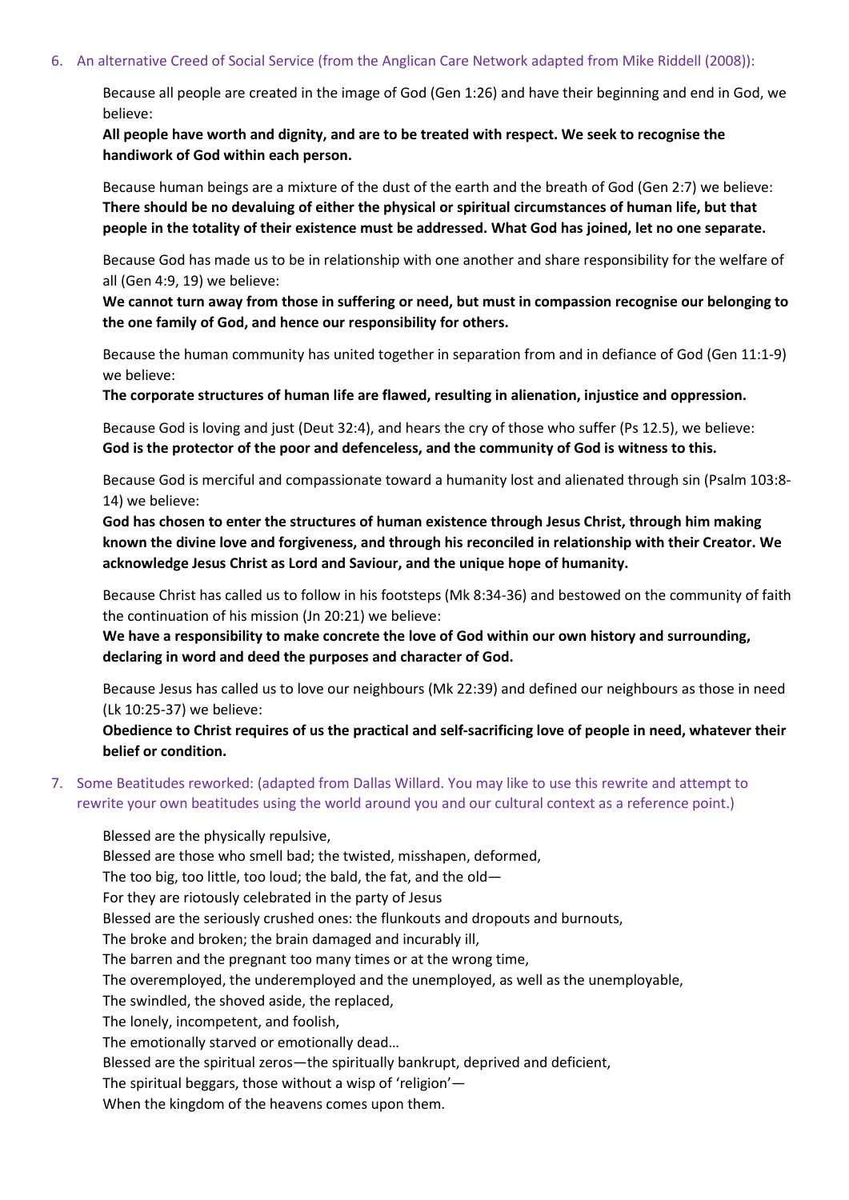6. An alternative Creed of Social Service (from the Anglican Care Network adapted from Mike Riddell (2008)):

Because all people are created in the image of God (Gen 1:26) and have their beginning and end in God, we believe:
**All people have worth and dignity, and are to be treated with respect. We seek to recognise the handiwork of God within each person.**

Because human beings are a mixture of the dust of the earth and the breath of God (Gen 2:7) we believe:
**There should be no devaluing of either the physical or spiritual circumstances of human life, but that people in the totality of their existence must be addressed. What God has joined, let no one separate.**

Because God has made us to be in relationship with one another and share responsibility for the welfare of all (Gen 4:9, 19) we believe:
**We cannot turn away from those in suffering or need, but must in compassion recognise our belonging to the one family of God, and hence our responsibility for others.**

Because the human community has united together in separation from and in defiance of God (Gen 11:1-9) we believe:
**The corporate structures of human life are flawed, resulting in alienation, injustice and oppression.**

Because God is loving and just (Deut 32:4), and hears the cry of those who suffer (Ps 12.5), we believe:
**God is the protector of the poor and defenceless, and the community of God is witness to this.**

Because God is merciful and compassionate toward a humanity lost and alienated through sin (Psalm 103:8-14) we believe:
**God has chosen to enter the structures of human existence through Jesus Christ, through him making known the divine love and forgiveness, and through his reconciled in relationship with their Creator. We acknowledge Jesus Christ as Lord and Saviour, and the unique hope of humanity.**

Because Christ has called us to follow in his footsteps (Mk 8:34-36) and bestowed on the community of faith the continuation of his mission (Jn 20:21) we believe:
**We have a responsibility to make concrete the love of God within our own history and surrounding, declaring in word and deed the purposes and character of God.**

Because Jesus has called us to love our neighbours (Mk 22:39) and defined our neighbours as those in need (Lk 10:25-37) we believe:
**Obedience to Christ requires of us the practical and self-sacrificing love of people in need, whatever their belief or condition.**

7. Some Beatitudes reworked: (adapted from Dallas Willard. You may like to use this rewrite and attempt to rewrite your own beatitudes using the world around you and our cultural context as a reference point.)

Blessed are the physically repulsive,
Blessed are those who smell bad; the twisted, misshapen, deformed,
The too big, too little, too loud; the bald, the fat, and the old—
For they are riotously celebrated in the party of Jesus
Blessed are the seriously crushed ones: the flunkouts and dropouts and burnouts,
The broke and broken; the brain damaged and incurably ill,
The barren and the pregnant too many times or at the wrong time,
The overemployed, the underemployed and the unemployed, as well as the unemployable,
The swindled, the shoved aside, the replaced,
The lonely, incompetent, and foolish,
The emotionally starved or emotionally dead…
Blessed are the spiritual zeros—the spiritually bankrupt, deprived and deficient,
The spiritual beggars, those without a wisp of 'religion'—
When the kingdom of the heavens comes upon them.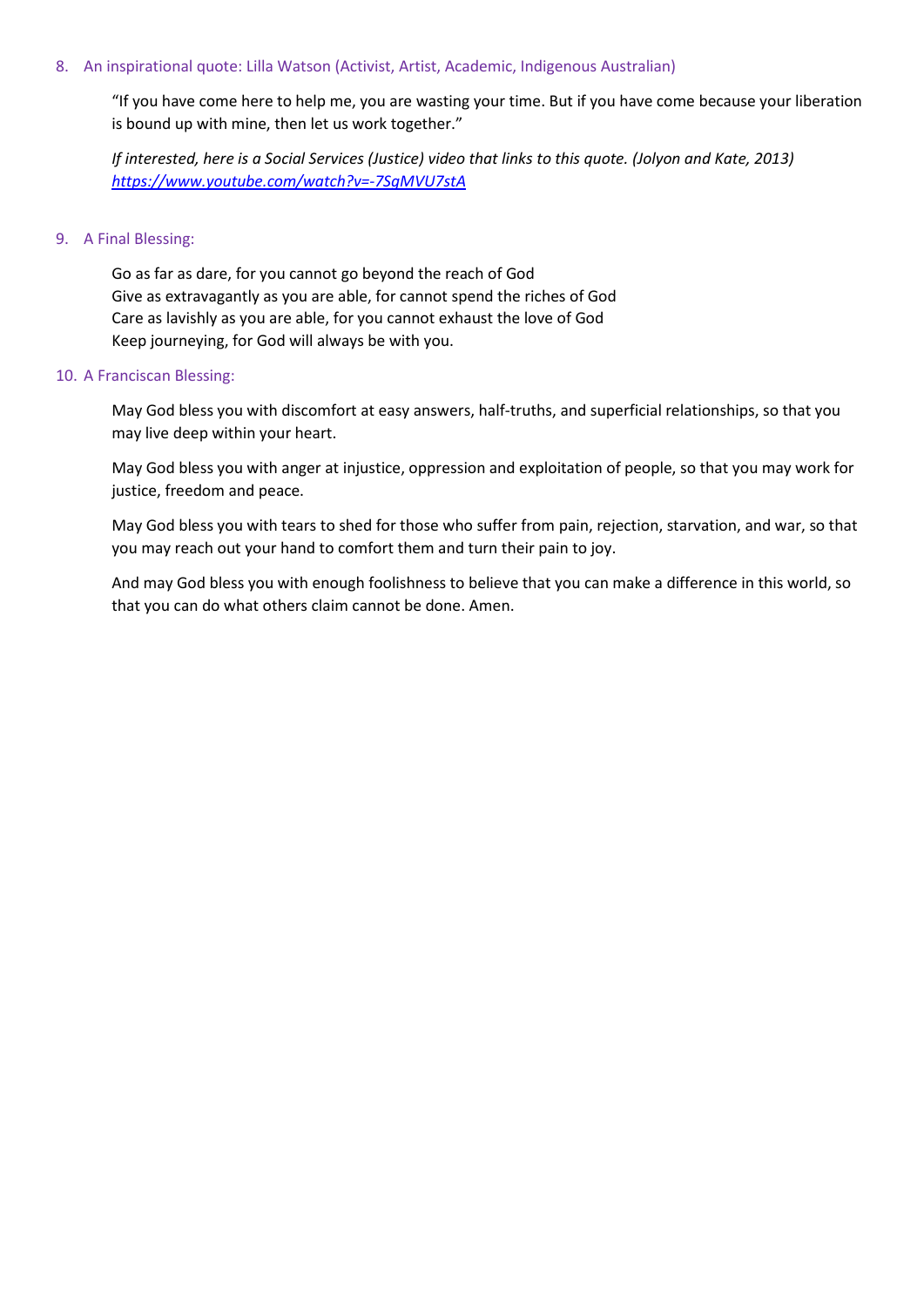8. An inspirational quote: Lilla Watson (Activist, Artist, Academic, Indigenous Australian)

   "If you have come here to help me, you are wasting your time. But if you have come because your liberation is bound up with mine, then let us work together."

   *If interested, here is a Social Services (Justice) video that links to this quote. (Jolyon and Kate, 2013)* [*https://www.youtube.com/watch?v=-7SgMVU7stA*](https://www.youtube.com/watch?v=-7SgMVU7stA)

9. A Final Blessing:

   Go as far as dare, for you cannot go beyond the reach of God
   Give as extravagantly as you are able, for cannot spend the riches of God
   Care as lavishly as you are able, for you cannot exhaust the love of God
   Keep journeying, for God will always be with you.

10. A Franciscan Blessing:

    May God bless you with discomfort at easy answers, half-truths, and superficial relationships, so that you may live deep within your heart.

    May God bless you with anger at injustice, oppression and exploitation of people, so that you may work for justice, freedom and peace.

    May God bless you with tears to shed for those who suffer from pain, rejection, starvation, and war, so that you may reach out your hand to comfort them and turn their pain to joy.

    And may God bless you with enough foolishness to believe that you can make a difference in this world, so that you can do what others claim cannot be done. Amen.